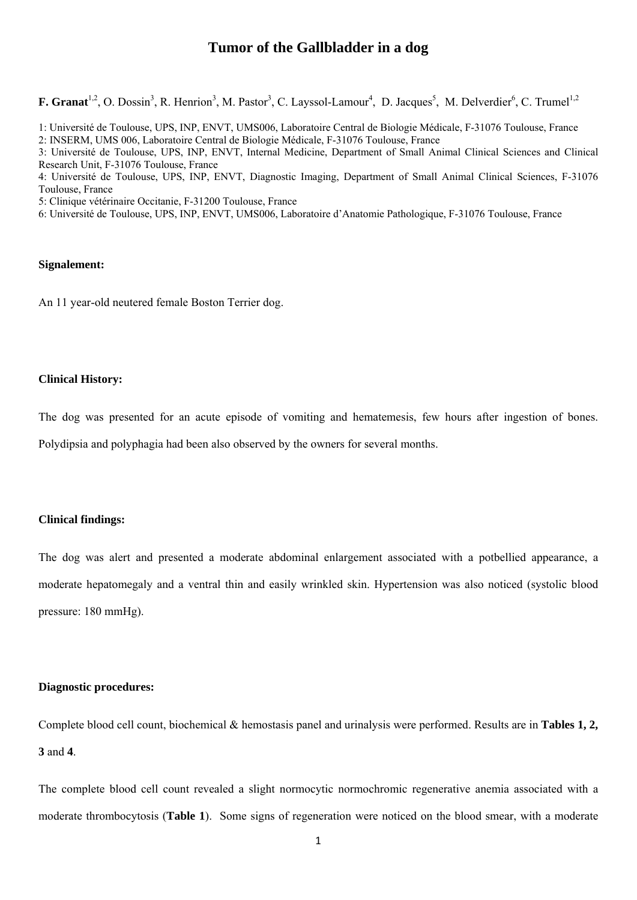# Tumor of the Gallbladder in a dog

**F. Granat**[1,2], O. Dossin[3], R. Henrion[3], M. Pastor[3], C. Layssol-Lamour[4], D. Jacques[5], M. Delverdier[6], C. Trumel[1,2]

1: Université de Toulouse, UPS, INP, ENVT, UMS006, Laboratoire Central de Biologie Médicale, F-31076 Toulouse, France
2: INSERM, UMS 006, Laboratoire Central de Biologie Médicale, F-31076 Toulouse, France
3: Université de Toulouse, UPS, INP, ENVT, Internal Medicine, Department of Small Animal Clinical Sciences and Clinical Research Unit, F-31076 Toulouse, France
4: Université de Toulouse, UPS, INP, ENVT, Diagnostic Imaging, Department of Small Animal Clinical Sciences, F-31076 Toulouse, France
5: Clinique vétérinaire Occitanie, F-31200 Toulouse, France
6: Université de Toulouse, UPS, INP, ENVT, UMS006, Laboratoire d'Anatomie Pathologique, F-31076 Toulouse, France

**Signalement:**

An 11 year-old neutered female Boston Terrier dog.

**Clinical History:**

The dog was presented for an acute episode of vomiting and hematemesis, few hours after ingestion of bones. Polydipsia and polyphagia had been also observed by the owners for several months.

**Clinical findings:**

The dog was alert and presented a moderate abdominal enlargement associated with a potbellied appearance, a moderate hepatomegaly and a ventral thin and easily wrinkled skin. Hypertension was also noticed (systolic blood pressure: 180 mmHg).

**Diagnostic procedures:**

Complete blood cell count, biochemical & hemostasis panel and urinalysis were performed. Results are in **Tables 1, 2, 3** and **4**.

The complete blood cell count revealed a slight normocytic normochromic regenerative anemia associated with a moderate thrombocytosis (**Table 1**). Some signs of regeneration were noticed on the blood smear, with a moderate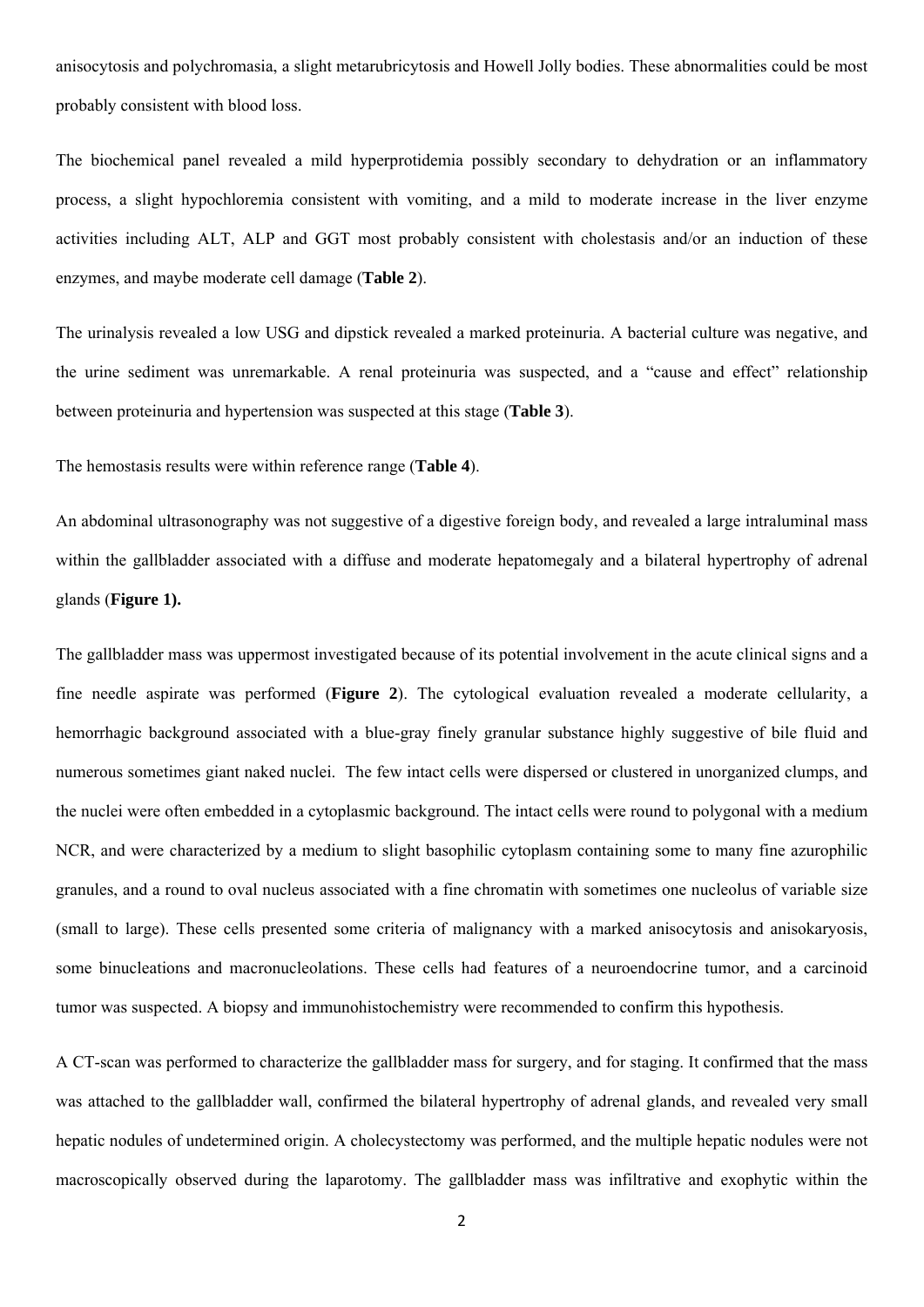anisocytosis and polychromasia, a slight metarubricytosis and Howell Jolly bodies. These abnormalities could be most probably consistent with blood loss.

The biochemical panel revealed a mild hyperprotidemia possibly secondary to dehydration or an inflammatory process, a slight hypochloremia consistent with vomiting, and a mild to moderate increase in the liver enzyme activities including ALT, ALP and GGT most probably consistent with cholestasis and/or an induction of these enzymes, and maybe moderate cell damage (**Table 2**).

The urinalysis revealed a low USG and dipstick revealed a marked proteinuria. A bacterial culture was negative, and the urine sediment was unremarkable. A renal proteinuria was suspected, and a "cause and effect" relationship between proteinuria and hypertension was suspected at this stage (**Table 3**).

The hemostasis results were within reference range (**Table 4**).

An abdominal ultrasonography was not suggestive of a digestive foreign body, and revealed a large intraluminal mass within the gallbladder associated with a diffuse and moderate hepatomegaly and a bilateral hypertrophy of adrenal glands (**Figure 1).**

The gallbladder mass was uppermost investigated because of its potential involvement in the acute clinical signs and a fine needle aspirate was performed (**Figure 2**). The cytological evaluation revealed a moderate cellularity, a hemorrhagic background associated with a blue-gray finely granular substance highly suggestive of bile fluid and numerous sometimes giant naked nuclei. The few intact cells were dispersed or clustered in unorganized clumps, and the nuclei were often embedded in a cytoplasmic background. The intact cells were round to polygonal with a medium NCR, and were characterized by a medium to slight basophilic cytoplasm containing some to many fine azurophilic granules, and a round to oval nucleus associated with a fine chromatin with sometimes one nucleolus of variable size (small to large). These cells presented some criteria of malignancy with a marked anisocytosis and anisokaryosis, some binucleations and macronucleolations. These cells had features of a neuroendocrine tumor, and a carcinoid tumor was suspected. A biopsy and immunohistochemistry were recommended to confirm this hypothesis.

A CT-scan was performed to characterize the gallbladder mass for surgery, and for staging. It confirmed that the mass was attached to the gallbladder wall, confirmed the bilateral hypertrophy of adrenal glands, and revealed very small hepatic nodules of undetermined origin. A cholecystectomy was performed, and the multiple hepatic nodules were not macroscopically observed during the laparotomy. The gallbladder mass was infiltrative and exophytic within the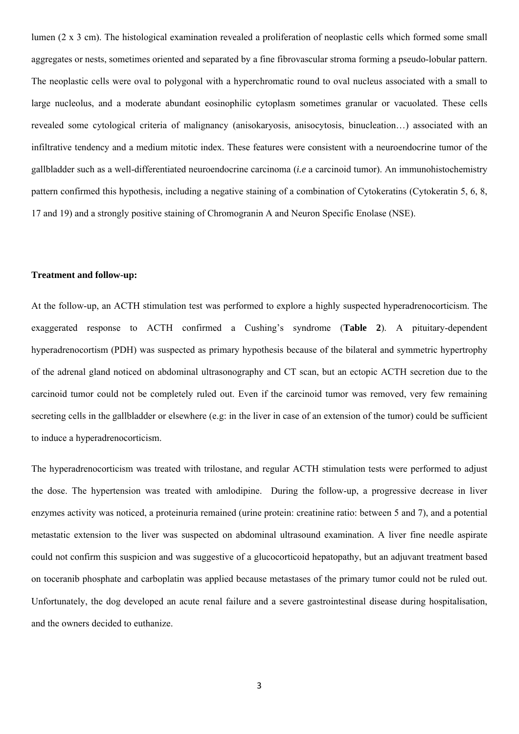lumen (2 x 3 cm). The histological examination revealed a proliferation of neoplastic cells which formed some small aggregates or nests, sometimes oriented and separated by a fine fibrovascular stroma forming a pseudo-lobular pattern. The neoplastic cells were oval to polygonal with a hyperchromatic round to oval nucleus associated with a small to large nucleolus, and a moderate abundant eosinophilic cytoplasm sometimes granular or vacuolated. These cells revealed some cytological criteria of malignancy (anisokaryosis, anisocytosis, binucleation…) associated with an infiltrative tendency and a medium mitotic index. These features were consistent with a neuroendocrine tumor of the gallbladder such as a well-differentiated neuroendocrine carcinoma (*i.e* a carcinoid tumor). An immunohistochemistry pattern confirmed this hypothesis, including a negative staining of a combination of Cytokeratins (Cytokeratin 5, 6, 8, 17 and 19) and a strongly positive staining of Chromogranin A and Neuron Specific Enolase (NSE).

**Treatment and follow-up:**

At the follow-up, an ACTH stimulation test was performed to explore a highly suspected hyperadrenocorticism. The exaggerated response to ACTH confirmed a Cushing's syndrome (**Table 2**). A pituitary-dependent hyperadrenocortism (PDH) was suspected as primary hypothesis because of the bilateral and symmetric hypertrophy of the adrenal gland noticed on abdominal ultrasonography and CT scan, but an ectopic ACTH secretion due to the carcinoid tumor could not be completely ruled out. Even if the carcinoid tumor was removed, very few remaining secreting cells in the gallbladder or elsewhere (e.g: in the liver in case of an extension of the tumor) could be sufficient to induce a hyperadrenocorticism.

The hyperadrenocorticism was treated with trilostane, and regular ACTH stimulation tests were performed to adjust the dose. The hypertension was treated with amlodipine. During the follow-up, a progressive decrease in liver enzymes activity was noticed, a proteinuria remained (urine protein: creatinine ratio: between 5 and 7), and a potential metastatic extension to the liver was suspected on abdominal ultrasound examination. A liver fine needle aspirate could not confirm this suspicion and was suggestive of a glucocorticoid hepatopathy, but an adjuvant treatment based on toceranib phosphate and carboplatin was applied because metastases of the primary tumor could not be ruled out. Unfortunately, the dog developed an acute renal failure and a severe gastrointestinal disease during hospitalisation, and the owners decided to euthanize.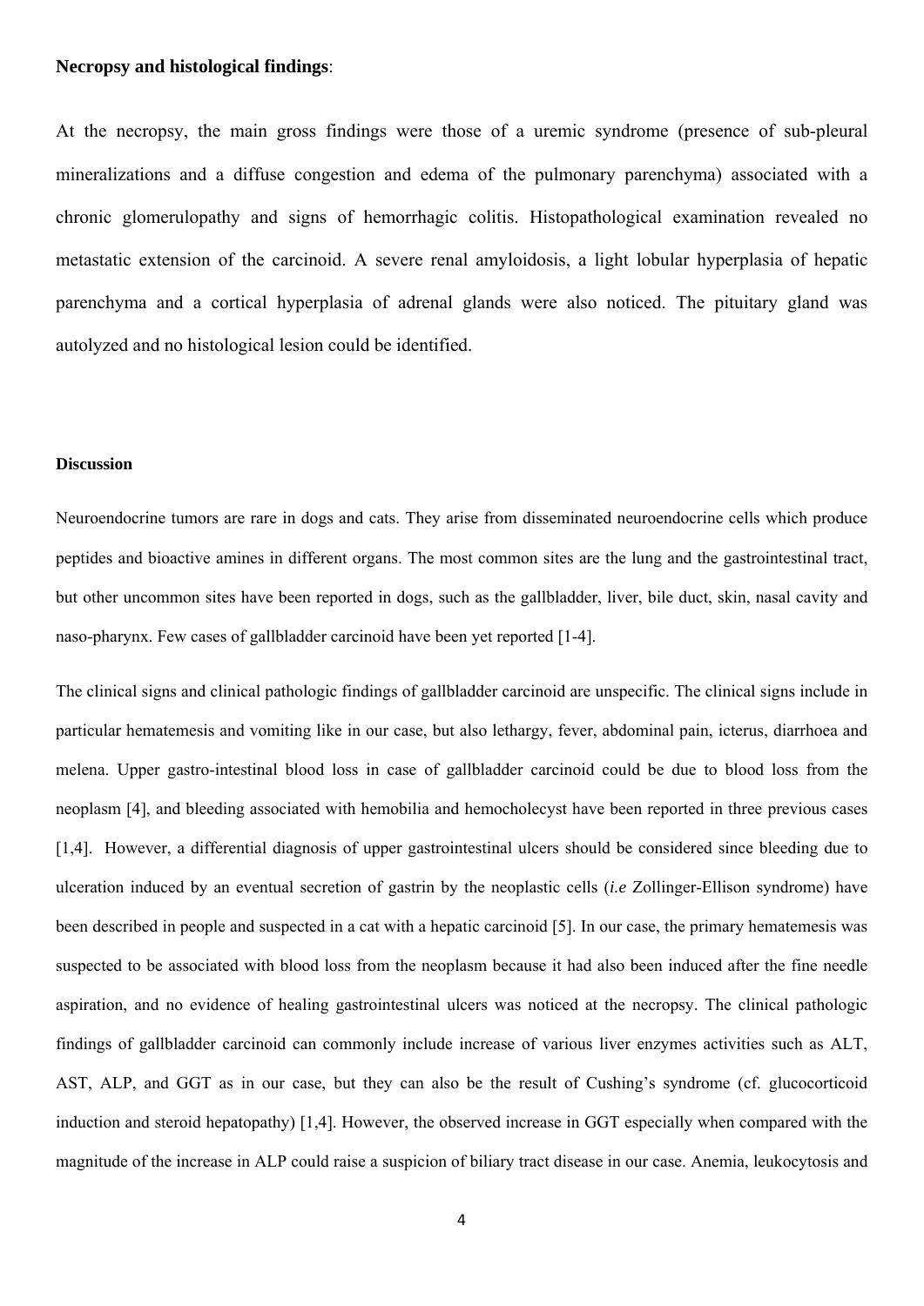**Necropsy and histological findings**:

At the necropsy, the main gross findings were those of a uremic syndrome (presence of sub-pleural mineralizations and a diffuse congestion and edema of the pulmonary parenchyma) associated with a chronic glomerulopathy and signs of hemorrhagic colitis. Histopathological examination revealed no metastatic extension of the carcinoid. A severe renal amyloidosis, a light lobular hyperplasia of hepatic parenchyma and a cortical hyperplasia of adrenal glands were also noticed. The pituitary gland was autolyzed and no histological lesion could be identified.

**Discussion**

Neuroendocrine tumors are rare in dogs and cats. They arise from disseminated neuroendocrine cells which produce peptides and bioactive amines in different organs. The most common sites are the lung and the gastrointestinal tract, but other uncommon sites have been reported in dogs, such as the gallbladder, liver, bile duct, skin, nasal cavity and naso-pharynx. Few cases of gallbladder carcinoid have been yet reported [1-4].

The clinical signs and clinical pathologic findings of gallbladder carcinoid are unspecific. The clinical signs include in particular hematemesis and vomiting like in our case, but also lethargy, fever, abdominal pain, icterus, diarrhoea and melena. Upper gastro-intestinal blood loss in case of gallbladder carcinoid could be due to blood loss from the neoplasm [4], and bleeding associated with hemobilia and hemocholecyst have been reported in three previous cases [1,4]. However, a differential diagnosis of upper gastrointestinal ulcers should be considered since bleeding due to ulceration induced by an eventual secretion of gastrin by the neoplastic cells (*i.e* Zollinger-Ellison syndrome) have been described in people and suspected in a cat with a hepatic carcinoid [5]. In our case, the primary hematemesis was suspected to be associated with blood loss from the neoplasm because it had also been induced after the fine needle aspiration, and no evidence of healing gastrointestinal ulcers was noticed at the necropsy. The clinical pathologic findings of gallbladder carcinoid can commonly include increase of various liver enzymes activities such as ALT, AST, ALP, and GGT as in our case, but they can also be the result of Cushing's syndrome (cf. glucocorticoid induction and steroid hepatopathy) [1,4]. However, the observed increase in GGT especially when compared with the magnitude of the increase in ALP could raise a suspicion of biliary tract disease in our case. Anemia, leukocytosis and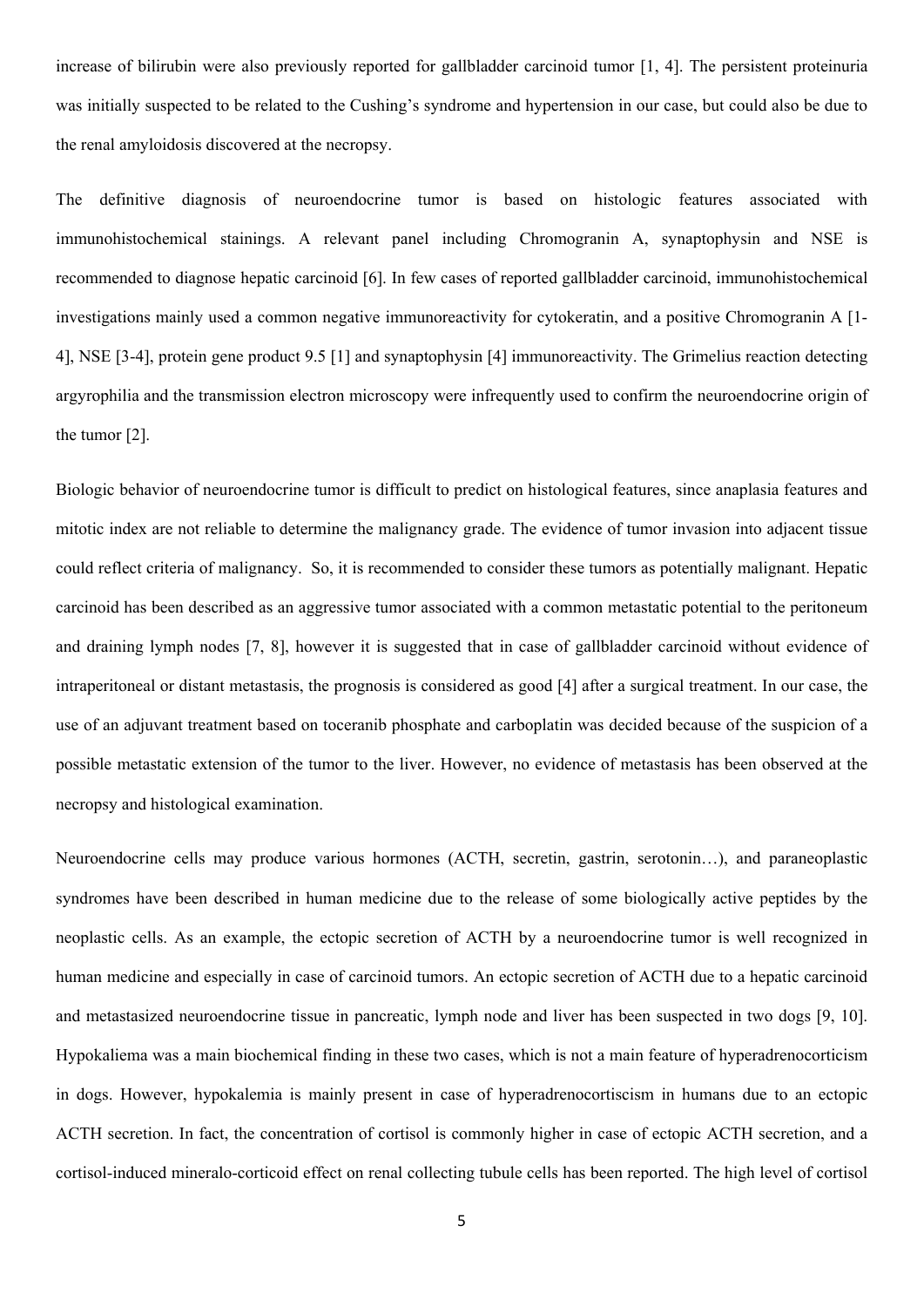increase of bilirubin were also previously reported for gallbladder carcinoid tumor [1, 4]. The persistent proteinuria was initially suspected to be related to the Cushing's syndrome and hypertension in our case, but could also be due to the renal amyloidosis discovered at the necropsy.

The definitive diagnosis of neuroendocrine tumor is based on histologic features associated with immunohistochemical stainings. A relevant panel including Chromogranin A, synaptophysin and NSE is recommended to diagnose hepatic carcinoid [6]. In few cases of reported gallbladder carcinoid, immunohistochemical investigations mainly used a common negative immunoreactivity for cytokeratin, and a positive Chromogranin A [1-4], NSE [3-4], protein gene product 9.5 [1] and synaptophysin [4] immunoreactivity. The Grimelius reaction detecting argyrophilia and the transmission electron microscopy were infrequently used to confirm the neuroendocrine origin of the tumor [2].

Biologic behavior of neuroendocrine tumor is difficult to predict on histological features, since anaplasia features and mitotic index are not reliable to determine the malignancy grade. The evidence of tumor invasion into adjacent tissue could reflect criteria of malignancy. So, it is recommended to consider these tumors as potentially malignant. Hepatic carcinoid has been described as an aggressive tumor associated with a common metastatic potential to the peritoneum and draining lymph nodes [7, 8], however it is suggested that in case of gallbladder carcinoid without evidence of intraperitoneal or distant metastasis, the prognosis is considered as good [4] after a surgical treatment. In our case, the use of an adjuvant treatment based on toceranib phosphate and carboplatin was decided because of the suspicion of a possible metastatic extension of the tumor to the liver. However, no evidence of metastasis has been observed at the necropsy and histological examination.

Neuroendocrine cells may produce various hormones (ACTH, secretin, gastrin, serotonin…), and paraneoplastic syndromes have been described in human medicine due to the release of some biologically active peptides by the neoplastic cells. As an example, the ectopic secretion of ACTH by a neuroendocrine tumor is well recognized in human medicine and especially in case of carcinoid tumors. An ectopic secretion of ACTH due to a hepatic carcinoid and metastasized neuroendocrine tissue in pancreatic, lymph node and liver has been suspected in two dogs [9, 10]. Hypokaliema was a main biochemical finding in these two cases, which is not a main feature of hyperadrenocorticism in dogs. However, hypokalemia is mainly present in case of hyperadrenocortiscism in humans due to an ectopic ACTH secretion. In fact, the concentration of cortisol is commonly higher in case of ectopic ACTH secretion, and a cortisol-induced mineralo-corticoid effect on renal collecting tubule cells has been reported. The high level of cortisol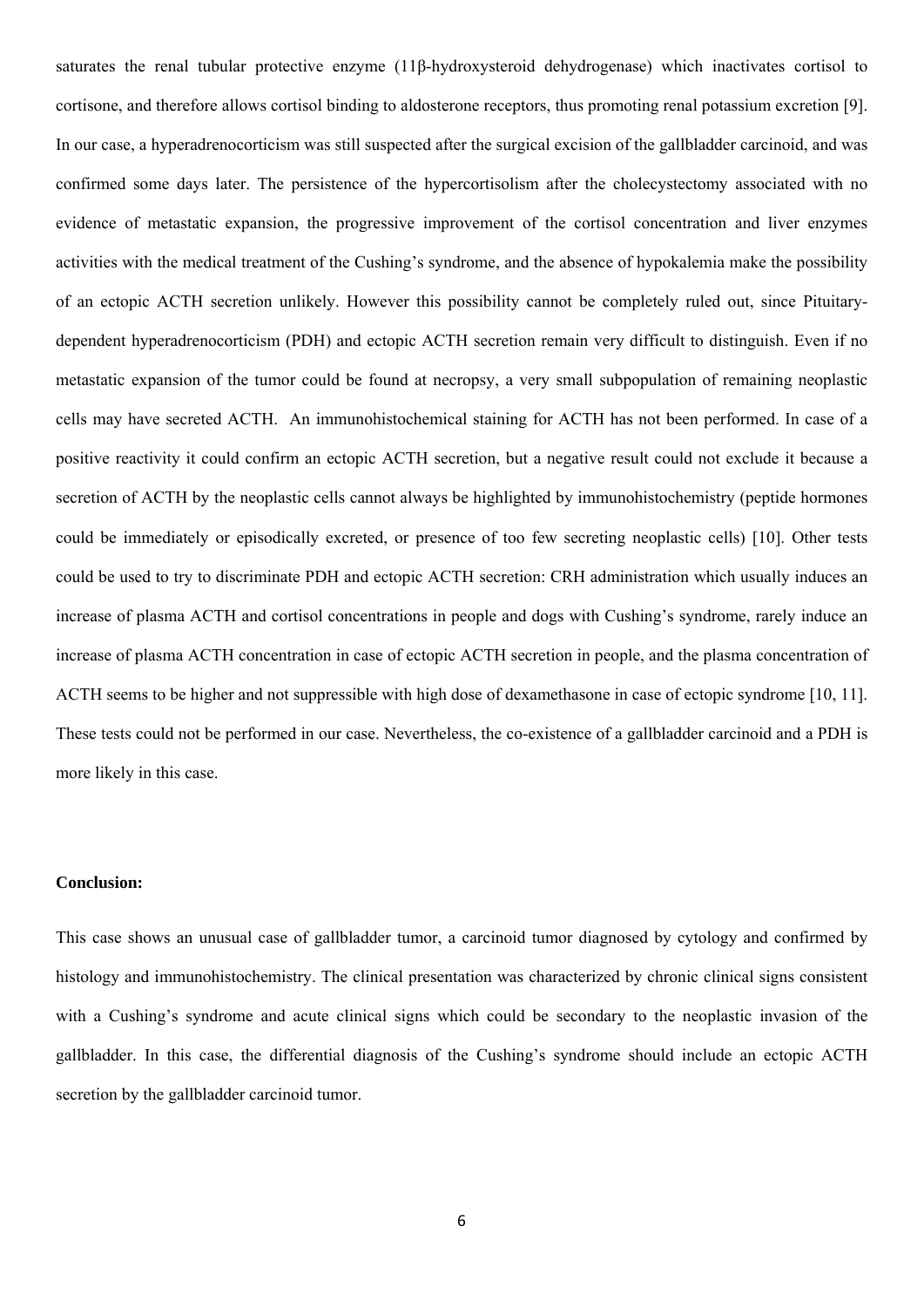saturates the renal tubular protective enzyme (11β-hydroxysteroid dehydrogenase) which inactivates cortisol to cortisone, and therefore allows cortisol binding to aldosterone receptors, thus promoting renal potassium excretion [9]. In our case, a hyperadrenocorticism was still suspected after the surgical excision of the gallbladder carcinoid, and was confirmed some days later. The persistence of the hypercortisolism after the cholecystectomy associated with no evidence of metastatic expansion, the progressive improvement of the cortisol concentration and liver enzymes activities with the medical treatment of the Cushing's syndrome, and the absence of hypokalemia make the possibility of an ectopic ACTH secretion unlikely. However this possibility cannot be completely ruled out, since Pituitary-dependent hyperadrenocorticism (PDH) and ectopic ACTH secretion remain very difficult to distinguish. Even if no metastatic expansion of the tumor could be found at necropsy, a very small subpopulation of remaining neoplastic cells may have secreted ACTH. An immunohistochemical staining for ACTH has not been performed. In case of a positive reactivity it could confirm an ectopic ACTH secretion, but a negative result could not exclude it because a secretion of ACTH by the neoplastic cells cannot always be highlighted by immunohistochemistry (peptide hormones could be immediately or episodically excreted, or presence of too few secreting neoplastic cells) [10]. Other tests could be used to try to discriminate PDH and ectopic ACTH secretion: CRH administration which usually induces an increase of plasma ACTH and cortisol concentrations in people and dogs with Cushing's syndrome, rarely induce an increase of plasma ACTH concentration in case of ectopic ACTH secretion in people, and the plasma concentration of ACTH seems to be higher and not suppressible with high dose of dexamethasone in case of ectopic syndrome [10, 11]. These tests could not be performed in our case. Nevertheless, the co-existence of a gallbladder carcinoid and a PDH is more likely in this case.

**Conclusion:**

This case shows an unusual case of gallbladder tumor, a carcinoid tumor diagnosed by cytology and confirmed by histology and immunohistochemistry. The clinical presentation was characterized by chronic clinical signs consistent with a Cushing's syndrome and acute clinical signs which could be secondary to the neoplastic invasion of the gallbladder. In this case, the differential diagnosis of the Cushing's syndrome should include an ectopic ACTH secretion by the gallbladder carcinoid tumor.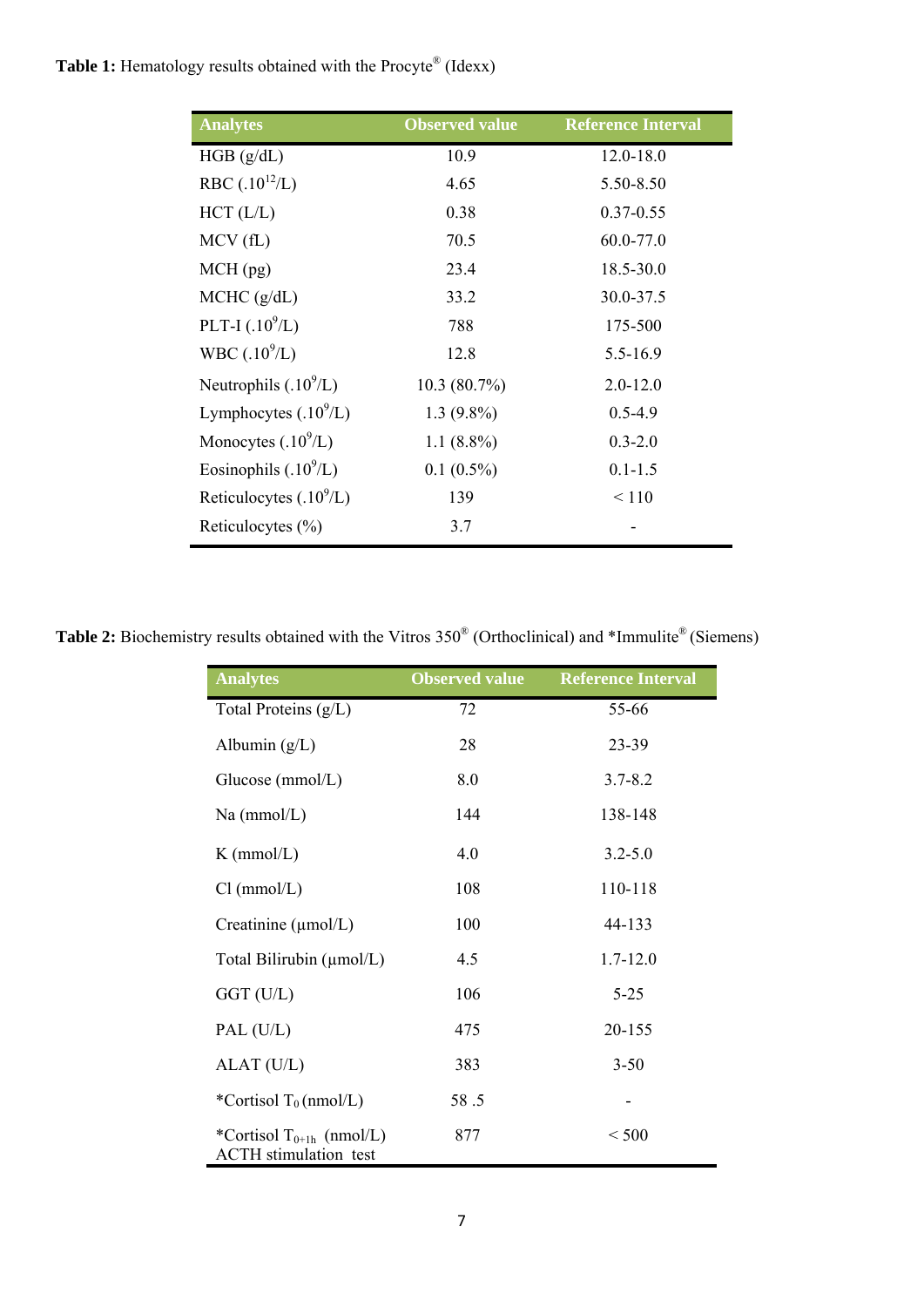**Table 1:** Hematology results obtained with the Procyte® (Idexx)

| Analytes | Observed value | Reference Interval |
|---|---|---|
| HGB (g/dL) | 10.9 | 12.0-18.0 |
| RBC (.$10^{12}$/L) | 4.65 | 5.50-8.50 |
| HCT (L/L) | 0.38 | 0.37-0.55 |
| MCV (fL) | 70.5 | 60.0-77.0 |
| MCH (pg) | 23.4 | 18.5-30.0 |
| MCHC (g/dL) | 33.2 | 30.0-37.5 |
| PLT-I (.$10^{9}$/L) | 788 | 175-500 |
| WBC (.$10^{9}$/L) | 12.8 | 5.5-16.9 |
| Neutrophils (.$10^{9}$/L) | 10.3 (80.7%) | 2.0-12.0 |
| Lymphocytes (.$10^{9}$/L) | 1.3 (9.8%) | 0.5-4.9 |
| Monocytes (.$10^{9}$/L) | 1.1 (8.8%) | 0.3-2.0 |
| Eosinophils (.$10^{9}$/L) | 0.1 (0.5%) | 0.1-1.5 |
| Reticulocytes (.$10^{9}$/L) | 139 | < 110 |
| Reticulocytes (%) | 3.7 | - |

**Table 2:** Biochemistry results obtained with the Vitros 350® (Orthoclinical) and *Immulite® (Siemens)

| Analytes | Observed value | Reference Interval |
|---|---|---|
| Total Proteins (g/L) | 72 | 55-66 |
| Albumin (g/L) | 28 | 23-39 |
| Glucose (mmol/L) | 8.0 | 3.7-8.2 |
| Na (mmol/L) | 144 | 138-148 |
| K (mmol/L) | 4.0 | 3.2-5.0 |
| Cl (mmol/L) | 108 | 110-118 |
| Creatinine (µmol/L) | 100 | 44-133 |
| Total Bilirubin (µmol/L) | 4.5 | 1.7-12.0 |
| GGT (U/L) | 106 | 5-25 |
| PAL (U/L) | 475 | 20-155 |
| ALAT (U/L) | 383 | 3-50 |
| *Cortisol $T_0$ (nmol/L) | 58 .5 | - |
| *Cortisol $T_{0+1h}$ (nmol/L) ACTH stimulation test | 877 | < 500 |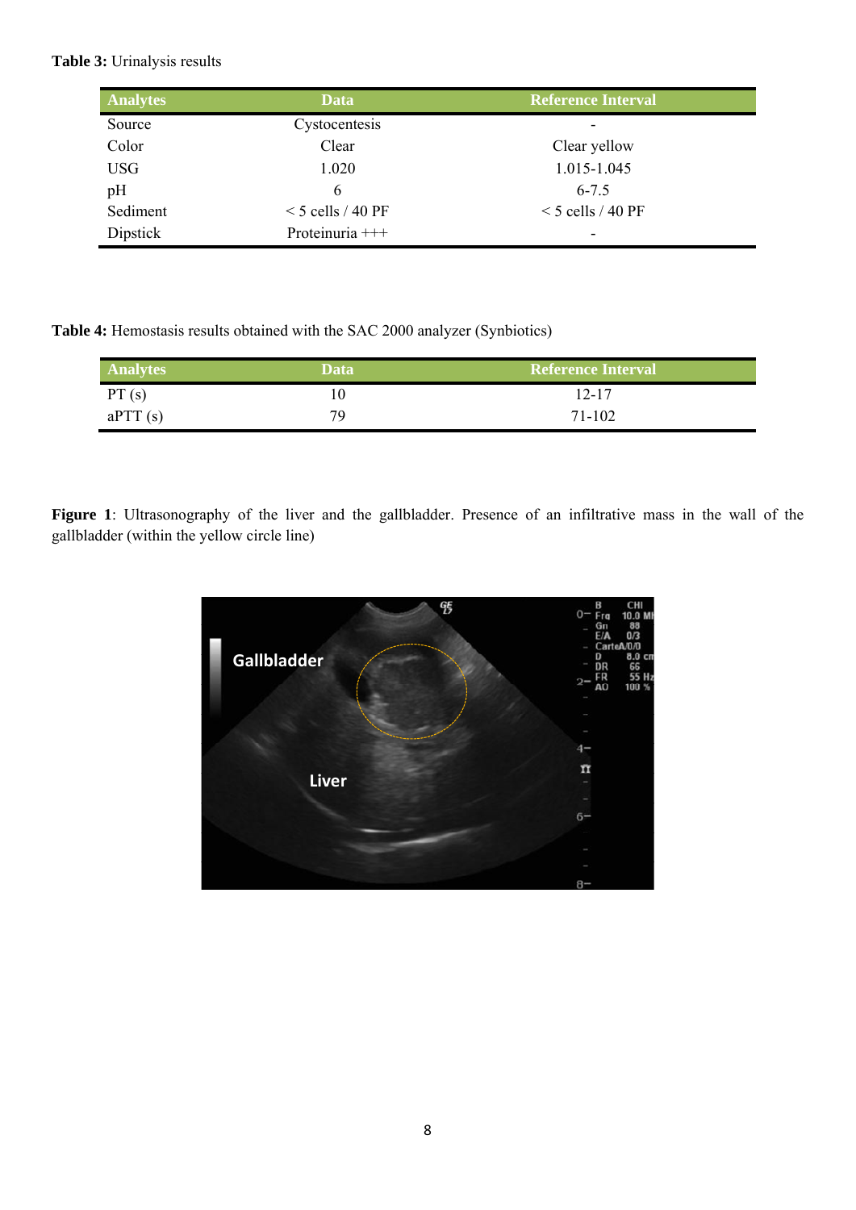**Table 3:** Urinalysis results

| Analytes | Data | Reference Interval |
| --- | --- | --- |
| Source | Cystocentesis | - |
| Color | Clear | Clear yellow |
| USG | 1.020 | 1.015-1.045 |
| pH | 6 | 6-7.5 |
| Sediment | < 5 cells / 40 PF | < 5 cells / 40 PF |
| Dipstick | Proteinuria +++ | - |

**Table 4:** Hemostasis results obtained with the SAC 2000 analyzer (Synbiotics)

| Analytes | Data | Reference Interval |
| --- | --- | --- |
| PT (s) | 10 | 12-17 |
| aPTT (s) | 79 | 71-102 |

**Figure 1**: Ultrasonography of the liver and the gallbladder. Presence of an infiltrative mass in the wall of the gallbladder (within the yellow circle line)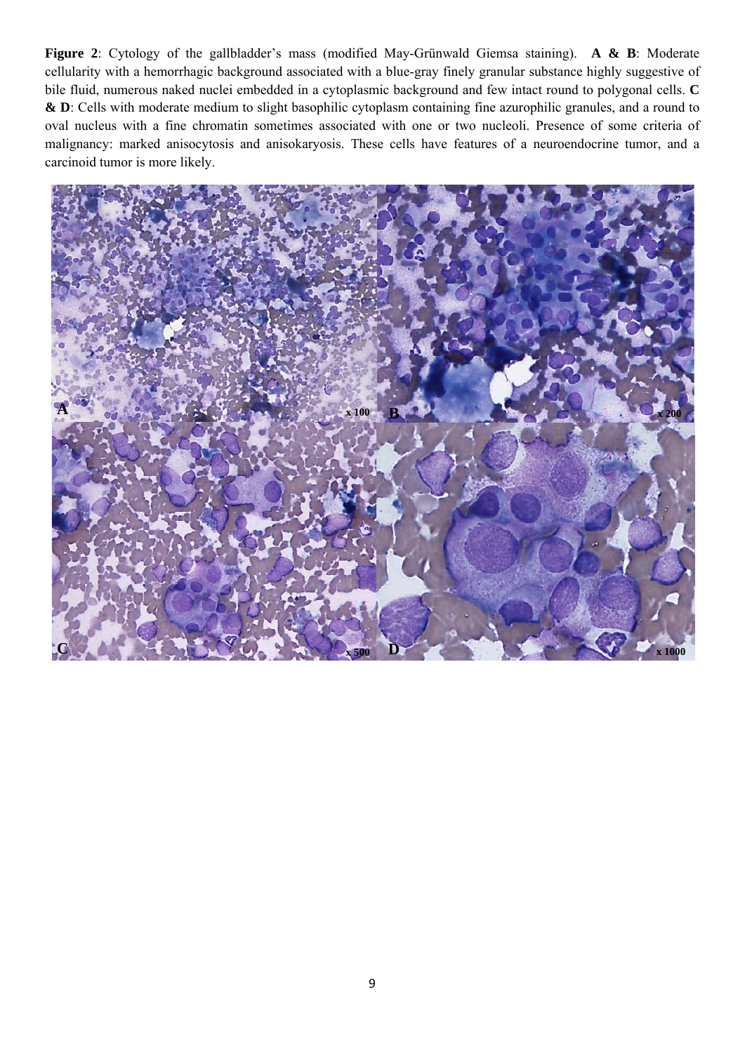**Figure 2**: Cytology of the gallbladder's mass (modified May-Grünwald Giemsa staining). **A & B**: Moderate cellularity with a hemorrhagic background associated with a blue-gray finely granular substance highly suggestive of bile fluid, numerous naked nuclei embedded in a cytoplasmic background and few intact round to polygonal cells. **C & D**: Cells with moderate medium to slight basophilic cytoplasm containing fine azurophilic granules, and a round to oval nucleus with a fine chromatin sometimes associated with one or two nucleoli. Presence of some criteria of malignancy: marked anisocytosis and anisokaryosis. These cells have features of a neuroendocrine tumor, and a carcinoid tumor is more likely.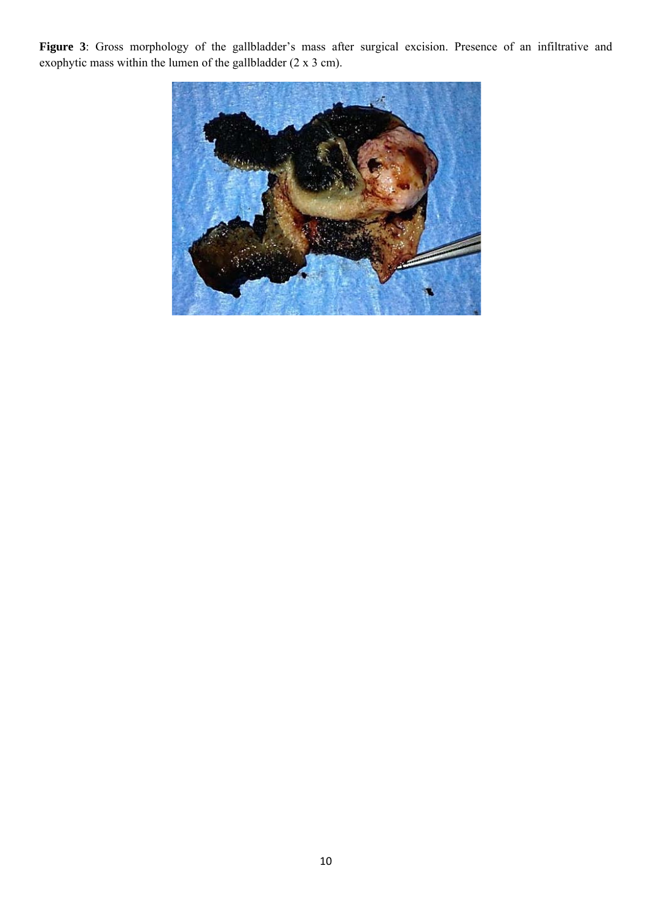**Figure 3**: Gross morphology of the gallbladder's mass after surgical excision. Presence of an infiltrative and exophytic mass within the lumen of the gallbladder (2 x 3 cm).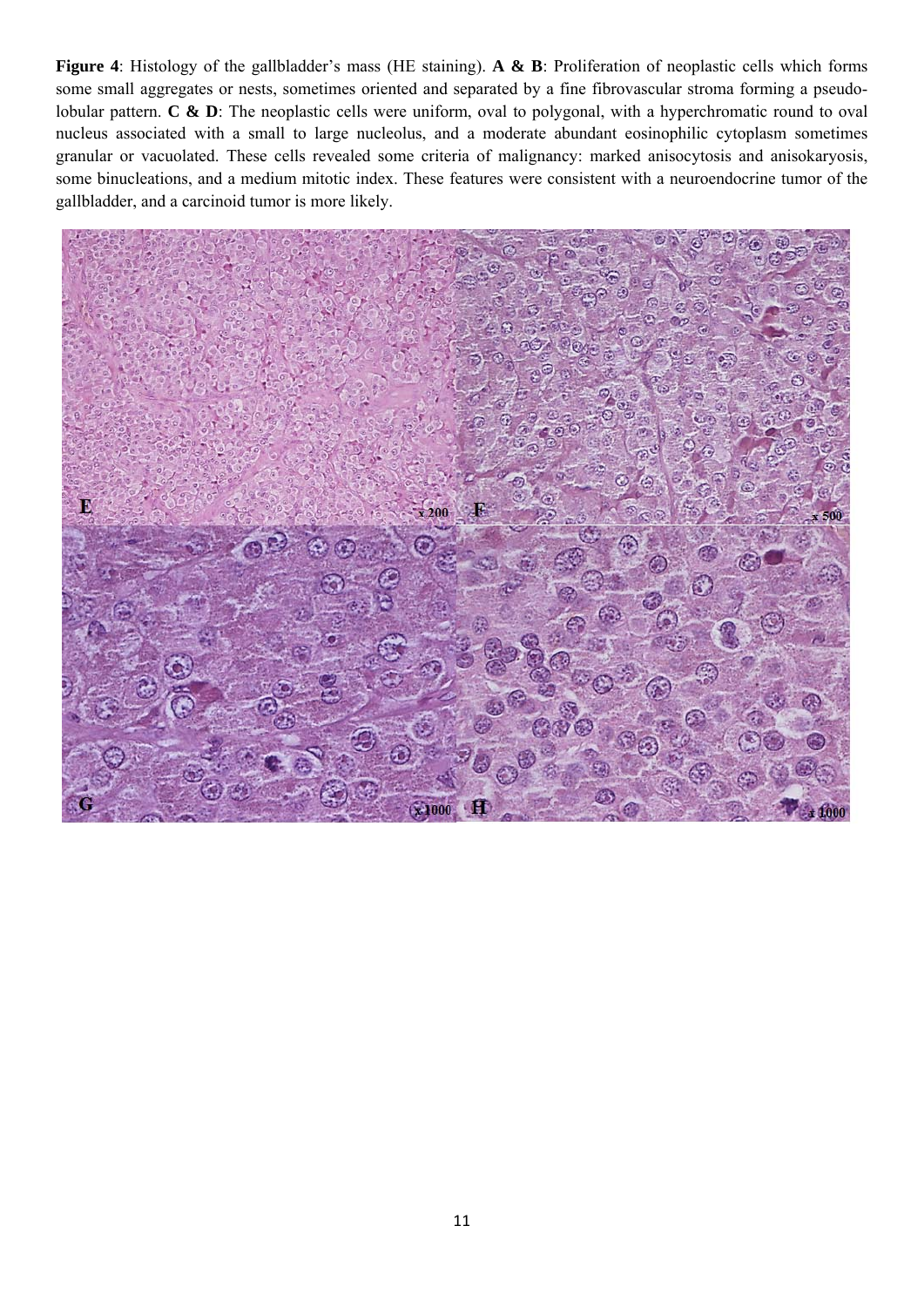**Figure 4**: Histology of the gallbladder's mass (HE staining). **A & B**: Proliferation of neoplastic cells which forms some small aggregates or nests, sometimes oriented and separated by a fine fibrovascular stroma forming a pseudo-lobular pattern. **C & D**: The neoplastic cells were uniform, oval to polygonal, with a hyperchromatic round to oval nucleus associated with a small to large nucleolus, and a moderate abundant eosinophilic cytoplasm sometimes granular or vacuolated. These cells revealed some criteria of malignancy: marked anisocytosis and anisokaryosis, some binucleations, and a medium mitotic index. These features were consistent with a neuroendocrine tumor of the gallbladder, and a carcinoid tumor is more likely.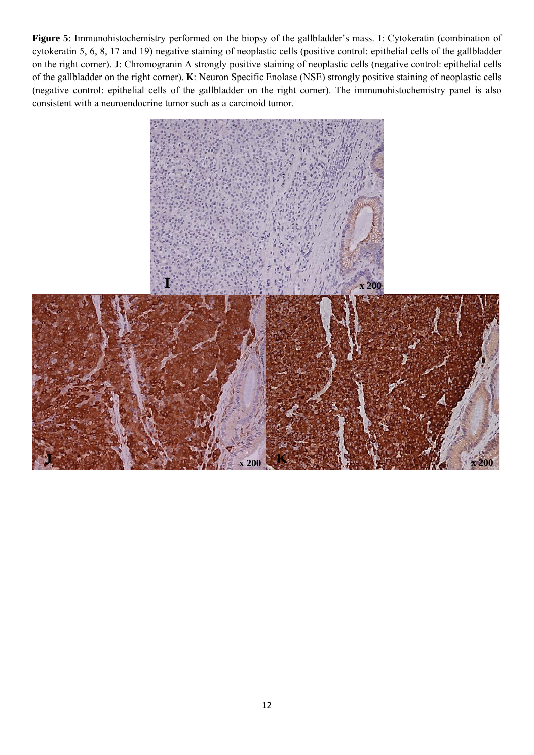**Figure 5**: Immunohistochemistry performed on the biopsy of the gallbladder's mass. **I**: Cytokeratin (combination of cytokeratin 5, 6, 8, 17 and 19) negative staining of neoplastic cells (positive control: epithelial cells of the gallbladder on the right corner). **J**: Chromogranin A strongly positive staining of neoplastic cells (negative control: epithelial cells of the gallbladder on the right corner). **K**: Neuron Specific Enolase (NSE) strongly positive staining of neoplastic cells (negative control: epithelial cells of the gallbladder on the right corner). The immunohistochemistry panel is also consistent with a neuroendocrine tumor such as a carcinoid tumor.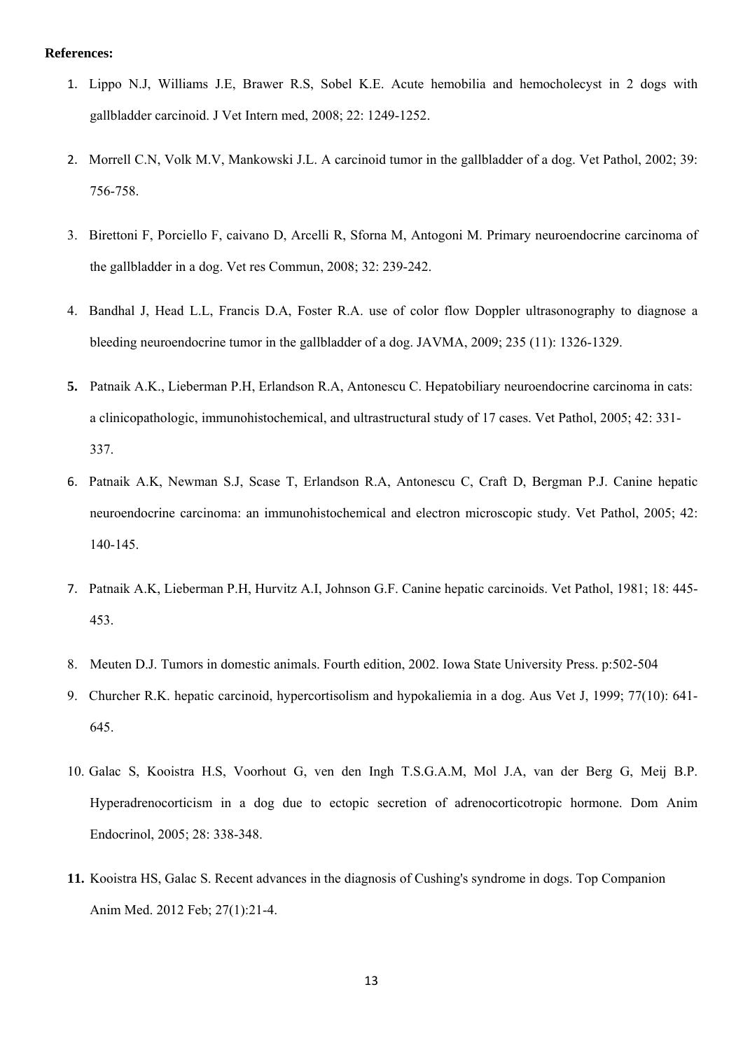**References:**

1. Lippo N.J, Williams J.E, Brawer R.S, Sobel K.E. Acute hemobilia and hemocholecyst in 2 dogs with gallbladder carcinoid. J Vet Intern med, 2008; 22: 1249-1252.
2. Morrell C.N, Volk M.V, Mankowski J.L. A carcinoid tumor in the gallbladder of a dog. Vet Pathol, 2002; 39: 756-758.
3. Birettoni F, Porciello F, caivano D, Arcelli R, Sforna M, Antogoni M. Primary neuroendocrine carcinoma of the gallbladder in a dog. Vet res Commun, 2008; 32: 239-242.
4. Bandhal J, Head L.L, Francis D.A, Foster R.A. use of color flow Doppler ultrasonography to diagnose a bleeding neuroendocrine tumor in the gallbladder of a dog. JAVMA, 2009; 235 (11): 1326-1329.
5. Patnaik A.K., Lieberman P.H, Erlandson R.A, Antonescu C. Hepatobiliary neuroendocrine carcinoma in cats: a clinicopathologic, immunohistochemical, and ultrastructural study of 17 cases. Vet Pathol, 2005; 42: 331-337.
6. Patnaik A.K, Newman S.J, Scase T, Erlandson R.A, Antonescu C, Craft D, Bergman P.J. Canine hepatic neuroendocrine carcinoma: an immunohistochemical and electron microscopic study. Vet Pathol, 2005; 42: 140-145.
7. Patnaik A.K, Lieberman P.H, Hurvitz A.I, Johnson G.F. Canine hepatic carcinoids. Vet Pathol, 1981; 18: 445-453.
8. Meuten D.J. Tumors in domestic animals. Fourth edition, 2002. Iowa State University Press. p:502-504
9. Churcher R.K. hepatic carcinoid, hypercortisolism and hypokaliemia in a dog. Aus Vet J, 1999; 77(10): 641-645.
10. Galac S, Kooistra H.S, Voorhout G, ven den Ingh T.S.G.A.M, Mol J.A, van der Berg G, Meij B.P. Hyperadrenocorticism in a dog due to ectopic secretion of adrenocorticotropic hormone. Dom Anim Endocrinol, 2005; 28: 338-348.
11. Kooistra HS, Galac S. Recent advances in the diagnosis of Cushing's syndrome in dogs. Top Companion Anim Med. 2012 Feb; 27(1):21-4.